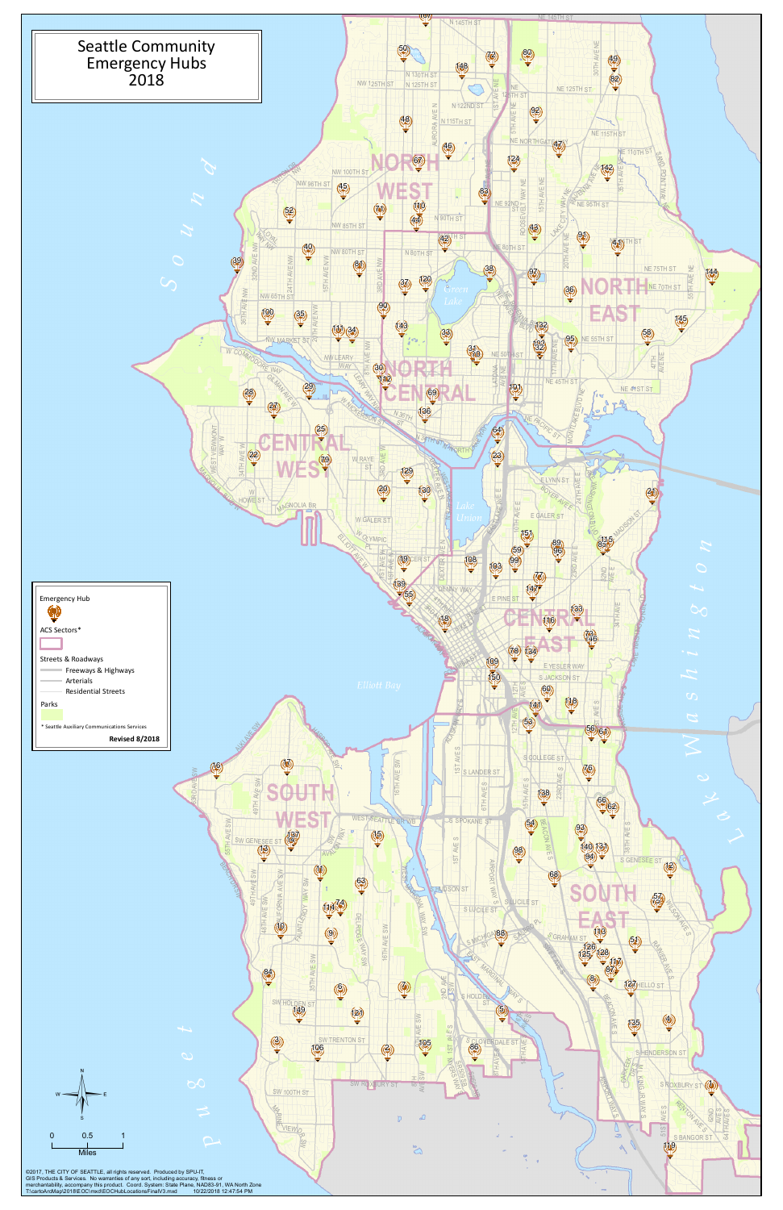# Seattle Community Emergency Hubs 2018

**Legend**

- Emergency Hub
- ACS Sectors*
- Streets & Roadways
  - Freeways & Highways
  - Arterials
  - Residential Streets
- Parks

\* Seattle Auxiliary Communications Services

**Revised 8/2018**

Sectors: NORTH WEST, NORTH EAST, NORTH CENTRAL, CENTRAL WEST, CENTRAL EAST, SOUTH WEST, SOUTH EAST

0 0.5 1 Miles

©2017, THE CITY OF SEATTLE, all rights reserved. Produced by SPU-IT, GIS Products & Services. No warranties of any sort, including accuracy, fitness or merchantability, accompany this product. Coord. System: State Plane, NAD83-91, WA North Zone
T:\cartoArcMap\2018\EOC\mxd\EOCHubLocationsFinalV3.mxd 10/22/2018 12:47:54 PM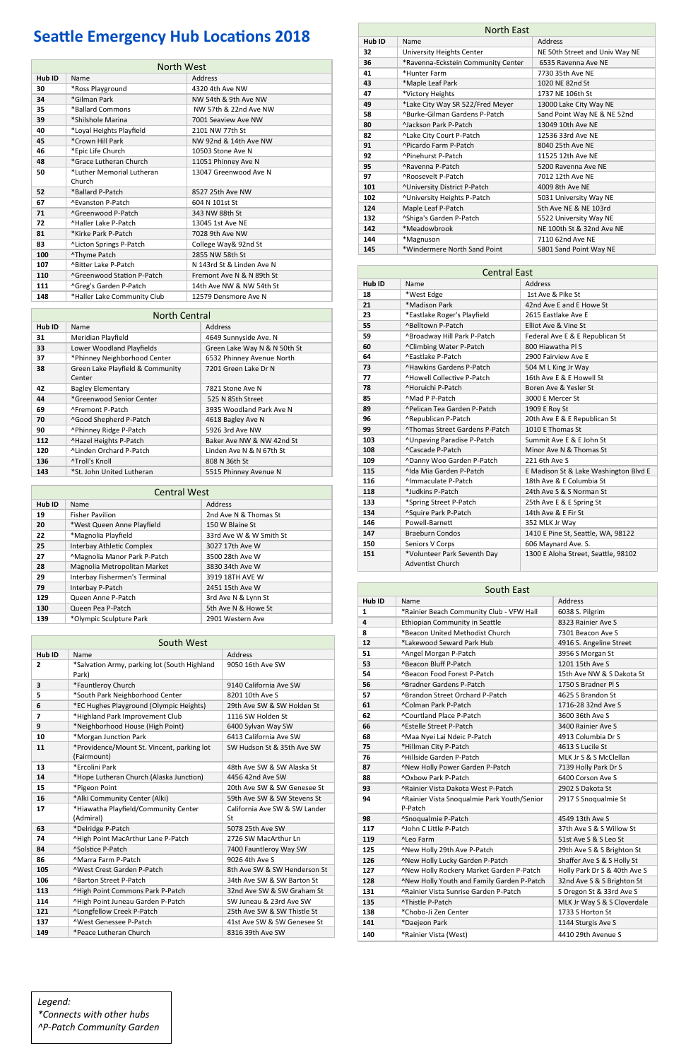# Seattle Emergency Hub Locations 2018

## North West

| Hub ID | Name | Address |
|---|---|---|
| 30 | *Ross Playground | 4320 4th Ave NW |
| 34 | *Gilman Park | NW 54th & 9th Ave NW |
| 35 | *Ballard Commons | NW 57th & 22nd Ave NW |
| 39 | *Shilshole Marina | 7001 Seaview Ave NW |
| 40 | *Loyal Heights Playfield | 2101 NW 77th St |
| 45 | *Crown Hill Park | NW 92nd & 14th Ave NW |
| 46 | *Epic Life Church | 10503 Stone Ave N |
| 48 | *Grace Lutheran Church | 11051 Phinney Ave N |
| 50 | *Luther Memorial Lutheran Church | 13047 Greenwood Ave N |
| 52 | *Ballard P-Patch | 8527 25th Ave NW |
| 67 | ^Evanston P-Patch | 604 N 101st St |
| 71 | ^Greenwood P-Patch | 343 NW 88th St |
| 72 | ^Haller Lake P-Patch | 13045 1st Ave NE |
| 81 | *Kirke Park P-Patch | 7028 9th Ave NW |
| 83 | ^Licton Springs P-Patch | College Way& 92nd St |
| 100 | ^Thyme Patch | 2855 NW 58th St |
| 107 | ^Bitter Lake P-Patch | N 143rd St & Linden Ave N |
| 110 | ^Greenwood Station P-Patch | Fremont Ave N & N 89th St |
| 111 | ^Greg's Garden P-Patch | 14th Ave NW & NW 54th St |
| 148 | *Haller Lake Community Club | 12579 Densmore Ave N |

## North Central

| Hub ID | Name | Address |
|---|---|---|
| 31 | Meridian Playfield | 4649 Sunnyside Ave. N |
| 33 | Lower Woodland Playfields | Green Lake Way N & N 50th St |
| 37 | *Phinney Neighborhood Center | 6532 Phinney Avenue North |
| 38 | Green Lake Playfield & Community Center | 7201 Green Lake Dr N |
| 42 | Bagley Elementary | 7821 Stone Ave N |
| 44 | *Greenwood Senior Center | 525 N 85th Street |
| 69 | ^Fremont P-Patch | 3935 Woodland Park Ave N |
| 70 | ^Good Shepherd P-Patch | 4618 Bagley Ave N |
| 90 | ^Phinney Ridge P-Patch | 5926 3rd Ave NW |
| 112 | ^Hazel Heights P-Patch | Baker Ave NW & NW 42nd St |
| 120 | ^Linden Orchard P-Patch | Linden Ave N & N 67th St |
| 136 | ^Troll's Knoll | 808 N 36th St |
| 143 | *St. John United Lutheran | 5515 Phinney Avenue N |

## Central West

| Hub ID | Name | Address |
|---|---|---|
| 19 | Fisher Pavilion | 2nd Ave N & Thomas St |
| 20 | *West Queen Anne Playfield | 150 W Blaine St |
| 22 | *Magnolia Playfield | 33rd Ave W & W Smith St |
| 25 | Interbay Athletic Complex | 3027 17th Ave W |
| 27 | ^Magnolia Manor Park P-Patch | 3500 28th Ave W |
| 28 | Magnolia Metropolitan Market | 3830 34th Ave W |
| 29 | Interbay Fishermen's Terminal | 3919 18TH AVE W |
| 79 | Interbay P-Patch | 2451 15th Ave W |
| 129 | Queen Anne P-Patch | 3rd Ave N & Lynn St |
| 130 | Queen Pea P-Patch | 5th Ave N & Howe St |
| 139 | *Olympic Sculpture Park | 2901 Western Ave |

## South West

| Hub ID | Name | Address |
|---|---|---|
| 2 | *Salvation Army, parking lot (South Highland Park) | 9050 16th Ave SW |
| 3 | *Fauntleroy Church | 9140 California Ave SW |
| 5 | *South Park Neighborhood Center | 8201 10th Ave S |
| 6 | *EC Hughes Playground (Olympic Heights) | 29th Ave SW & SW Holden St |
| 7 | *Highland Park Improvement Club | 1116 SW Holden St |
| 9 | *Neighborhood House (High Point) | 6400 Sylvan Way SW |
| 10 | *Morgan Junction Park | 6413 California Ave SW |
| 11 | *Providence/Mount St. Vincent, parking lot (Fairmount) | SW Hudson St & 35th Ave SW |
| 13 | *Ercolini Park | 48th Ave SW & SW Alaska St |
| 14 | *Hope Lutheran Church (Alaska Junction) | 4456 42nd Ave SW |
| 15 | *Pigeon Point | 20th Ave SW & SW Genesee St |
| 16 | *Alki Community Center (Alki) | 59th Ave SW & SW Stevens St |
| 17 | *Hiawatha Playfield/Community Center (Admiral) | California Ave SW & SW Lander St |
| 63 | *Delridge P-Patch | 5078 25th Ave SW |
| 74 | ^High Point MacArthur Lane P-Patch | 2726 SW MacArthur Ln |
| 84 | ^Solstice P-Patch | 7400 Fauntleroy Way SW |
| 86 | ^Marra Farm P-Patch | 9026 4th Ave S |
| 105 | ^West Crest Garden P-Patch | 8th Ave SW & SW Henderson St |
| 106 | ^Barton Street P-Patch | 34th Ave SW & SW Barton St |
| 113 | ^High Point Commons Park P-Patch | 32nd Ave SW & SW Graham St |
| 114 | ^High Point Juneau Garden P-Patch | SW Juneau & 23rd Ave SW |
| 121 | ^Longfellow Creek P-Patch | 25th Ave SW & SW Thistle St |
| 137 | ^West Genesee P-Patch | 41st Ave SW & SW Genesee St |
| 149 | *Peace Lutheran Church | 8316 39th Ave SW |

## North East

| Hub ID | Name | Address |
|---|---|---|
| 32 | University Heights Center | NE 50th Street and Univ Way NE |
| 36 | *Ravenna-Eckstein Community Center | 6535 Ravenna Ave NE |
| 41 | *Hunter Farm | 7730 35th Ave NE |
| 43 | *Maple Leaf Park | 1020 NE 82nd St |
| 47 | *Victory Heights | 1737 NE 106th St |
| 49 | *Lake City Way SR 522/Fred Meyer | 13000 Lake City Way NE |
| 58 | ^Burke-Gilman Gardens P-Patch | Sand Point Way NE & NE 52nd |
| 80 | ^Jackson Park P-Patch | 13049 10th Ave NE |
| 82 | ^Lake City Court P-Patch | 12536 33rd Ave NE |
| 91 | ^Picardo Farm P-Patch | 8040 25th Ave NE |
| 92 | ^Pinehurst P-Patch | 11525 12th Ave NE |
| 95 | ^Ravenna P-Patch | 5200 Ravenna Ave NE |
| 97 | ^Roosevelt P-Patch | 7012 12th Ave NE |
| 101 | ^University District P-Patch | 4009 8th Ave NE |
| 102 | ^University Heights P-Patch | 5031 University Way NE |
| 124 | Maple Leaf P-Patch | 5th Ave NE & NE 103rd |
| 132 | ^Shiga's Garden P-Patch | 5522 University Way NE |
| 142 | *Meadowbrook | NE 100th St & 32nd Ave NE |
| 144 | *Magnuson | 7110 62nd Ave NE |
| 145 | *Windermere North Sand Point | 5801 Sand Point Way NE |

## Central East

| Hub ID | Name | Address |
|---|---|---|
| 18 | *West Edge | 1st Ave & Pike St |
| 21 | *Madison Park | 42nd Ave E and E Howe St |
| 23 | *Eastlake Roger's Playfield | 2615 Eastlake Ave E |
| 55 | ^Belltown P-Patch | Elliot Ave & Vine St |
| 59 | ^Broadway Hill Park P-Patch | Federal Ave E & E Republican St |
| 60 | ^Climbing Water P-Patch | 800 Hiawatha Pl S |
| 64 | ^Eastlake P-Patch | 2900 Fairview Ave E |
| 73 | ^Hawkins Gardens P-Patch | 504 M L King Jr Way |
| 77 | ^Howell Collective P-Patch | 16th Ave E & E Howell St |
| 78 | ^Horuichi P-Patch | Boren Ave & Yesler St |
| 85 | ^Mad P P-Patch | 3000 E Mercer St |
| 89 | ^Pelican Tea Garden P-Patch | 1909 E Roy St |
| 96 | ^Republican P-Patch | 20th Ave E & E Republican St |
| 99 | ^Thomas Street Gardens P-Patch | 1010 E Thomas St |
| 103 | ^Unpaving Paradise P-Patch | Summit Ave E & E John St |
| 108 | ^Cascade P-Patch | Minor Ave N & Thomas St |
| 109 | ^Danny Woo Garden P-Patch | 221 6th Ave S |
| 115 | ^Ida Mia Garden P-Patch | E Madison St & Lake Washington Blvd E |
| 116 | ^Immaculate P-Patch | 18th Ave & E Columbia St |
| 118 | *Judkins P-Patch | 24th Ave S & S Norman St |
| 133 | *Spring Street P-Patch | 25th Ave E & E Spring St |
| 134 | ^Squire Park P-Patch | 14th Ave & E Fir St |
| 146 | Powell-Barnett | 352 MLK Jr Way |
| 147 | Braeburn Condos | 1410 E Pine St, Seattle, WA, 98122 |
| 150 | Seniors V Corps | 606 Maynard Ave. S. |
| 151 | *Volunteer Park Seventh Day Adventist Church | 1300 E Aloha Street, Seattle, 98102 |

## South East

| Hub ID | Name | Address |
|---|---|---|
| 1 | *Rainier Beach Community Club - VFW Hall | 6038 S. Pilgrim |
| 4 | Ethiopian Community in Seattle | 8323 Rainier Ave S |
| 8 | *Beacon United Methodist Church | 7301 Beacon Ave S |
| 12 | *Lakewood Seward Park Hub | 4916 S. Angeline Street |
| 51 | ^Angel Morgan P-Patch | 3956 S Morgan St |
| 53 | ^Beacon Bluff P-Patch | 1201 15th Ave S |
| 54 | ^Beacon Food Forest P-Patch | 15th Ave NW & S Dakota St |
| 56 | ^Bradner Gardens P-Patch | 1750 S Bradner Pl S |
| 57 | ^Brandon Street Orchard P-Patch | 4625 S Brandon St |
| 61 | ^Colman Park P-Patch | 1716-28 32nd Ave S |
| 62 | ^Courtland Place P-Patch | 3600 36th Ave S |
| 66 | ^Estelle Street P-Patch | 3400 Rainier Ave S |
| 68 | ^Maa Nyei Lai Ndeic P-Patch | 4913 Columbia Dr S |
| 75 | *Hillman City P-Patch | 4613 S Lucile St |
| 76 | ^Hillside Garden P-Patch | MLK Jr S & S McClellan |
| 87 | ^New Holly Power Garden P-Patch | 7139 Holly Park Dr S |
| 88 | ^Oxbow Park P-Patch | 6400 Corson Ave S |
| 93 | ^Rainier Vista Dakota West P-Patch | 2902 S Dakota St |
| 94 | ^Rainier Vista Snoqualmie Park Youth/Senior P-Patch | 2917 S Snoqualmie St |
| 98 | ^Snoqualmie P-Patch | 4549 13th Ave S |
| 117 | ^John C Little P-Patch | 37th Ave S & S Willow St |
| 119 | ^Leo Farm | 51st Ave S & S Leo St |
| 125 | ^New Holly 29th Ave P-Patch | 29th Ave S & S Brighton St |
| 126 | ^New Holly Lucky Garden P-Patch | Shaffer Ave S & S Holly St |
| 127 | ^New Holly Rockery Market Garden P-Patch | Holly Park Dr S & 40th Ave S |
| 128 | ^New Holly Youth and Family Garden P-Patch | 32nd Ave S & S Brighton St |
| 131 | ^Rainier Vista Sunrise Garden P-Patch | S Oregon St & 33rd Ave S |
| 135 | ^Thistle P-Patch | MLK Jr Way S & S Cloverdale |
| 138 | *Chobo-Ji Zen Center | 1733 S Horton St |
| 141 | *Daejeon Park | 1144 Sturgis Ave S |
| 140 | *Rainier Vista (West) | 4410 29th Avenue S |

*Legend:*
*\*Connects with other hubs*
*^P-Patch Community Garden*